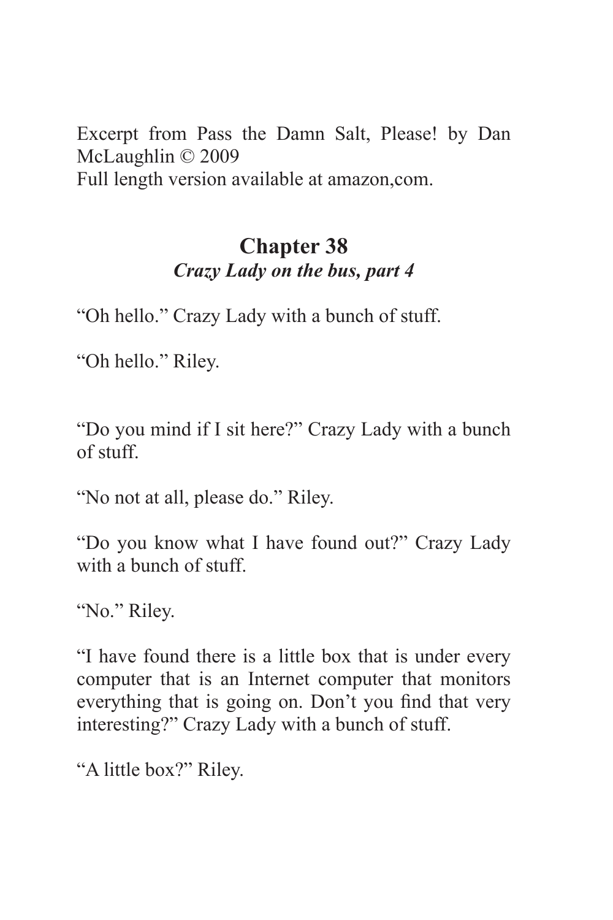Excerpt from Pass the Damn Salt, Please! by Dan McLaughlin © 2009
Full length version available at amazon,com.

## Chapter 38

### *Crazy Lady on the bus, part 4*

"Oh hello." Crazy Lady with a bunch of stuff.

"Oh hello." Riley.

"Do you mind if I sit here?" Crazy Lady with a bunch of stuff.

"No not at all, please do." Riley.

"Do you know what I have found out?" Crazy Lady with a bunch of stuff.

"No." Riley.

"I have found there is a little box that is under every computer that is an Internet computer that monitors everything that is going on. Don't you find that very interesting?" Crazy Lady with a bunch of stuff.

"A little box?" Riley.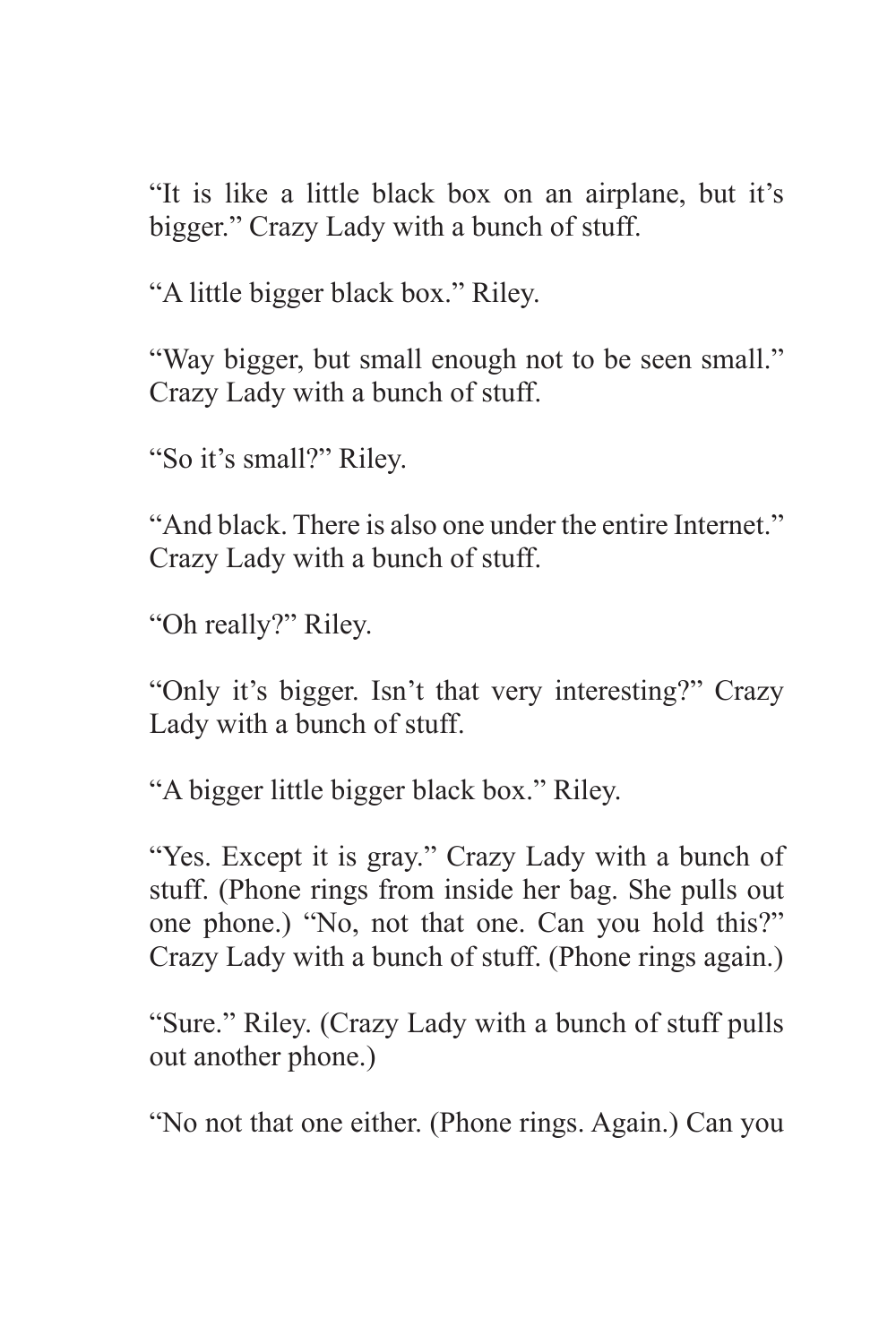"It is like a little black box on an airplane, but it's bigger." Crazy Lady with a bunch of stuff.

"A little bigger black box." Riley.

"Way bigger, but small enough not to be seen small." Crazy Lady with a bunch of stuff.

"So it's small?" Riley.

"And black. There is also one under the entire Internet." Crazy Lady with a bunch of stuff.

"Oh really?" Riley.

"Only it's bigger. Isn't that very interesting?" Crazy Lady with a bunch of stuff.

"A bigger little bigger black box." Riley.

"Yes. Except it is gray." Crazy Lady with a bunch of stuff. (Phone rings from inside her bag. She pulls out one phone.) "No, not that one. Can you hold this?" Crazy Lady with a bunch of stuff. (Phone rings again.)

"Sure." Riley. (Crazy Lady with a bunch of stuff pulls out another phone.)

"No not that one either. (Phone rings. Again.) Can you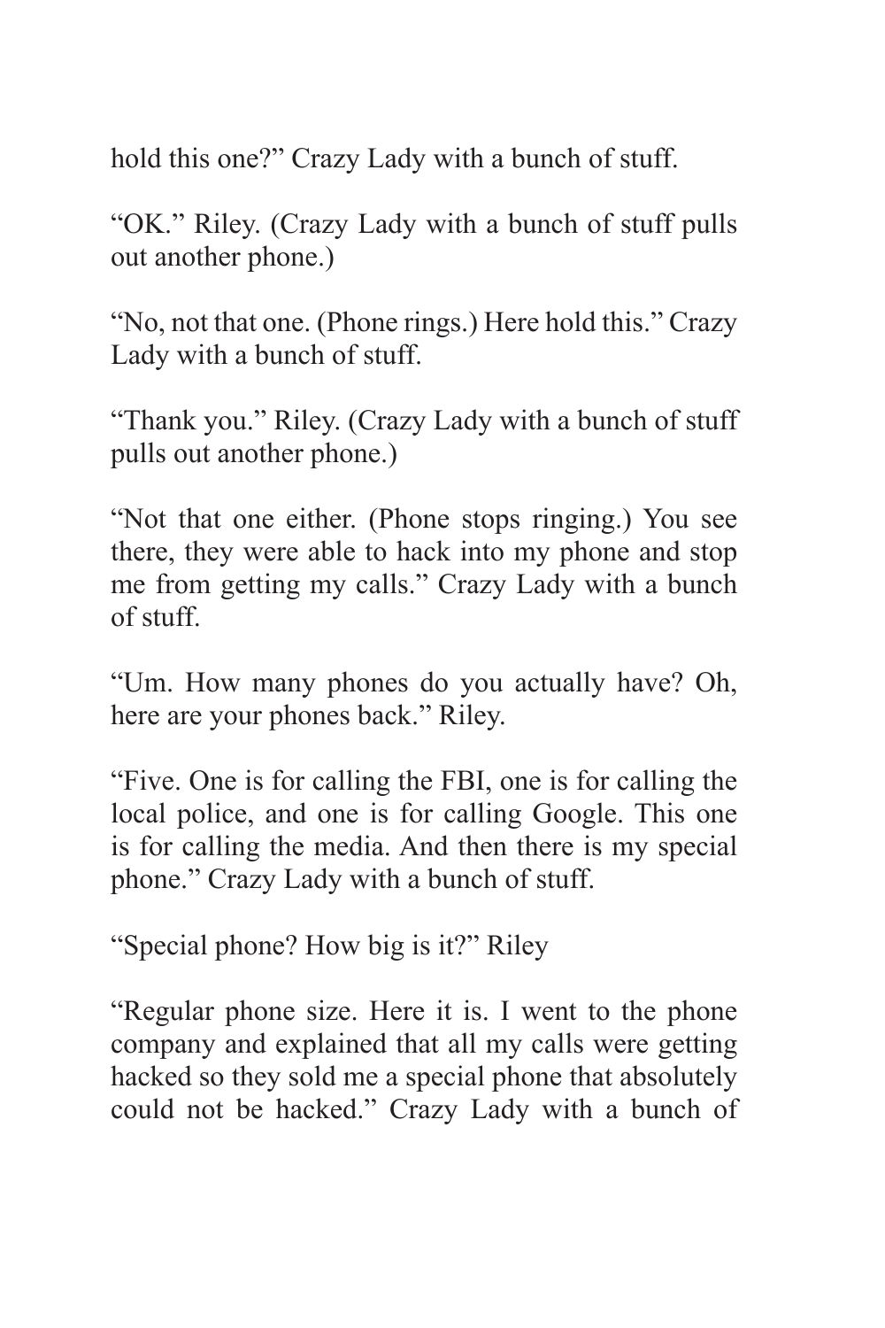hold this one?" Crazy Lady with a bunch of stuff.

"OK." Riley. (Crazy Lady with a bunch of stuff pulls out another phone.)

"No, not that one. (Phone rings.) Here hold this." Crazy Lady with a bunch of stuff.

"Thank you." Riley. (Crazy Lady with a bunch of stuff pulls out another phone.)

"Not that one either. (Phone stops ringing.) You see there, they were able to hack into my phone and stop me from getting my calls." Crazy Lady with a bunch of stuff.

"Um. How many phones do you actually have? Oh, here are your phones back." Riley.

"Five. One is for calling the FBI, one is for calling the local police, and one is for calling Google. This one is for calling the media. And then there is my special phone." Crazy Lady with a bunch of stuff.

"Special phone? How big is it?" Riley

"Regular phone size. Here it is. I went to the phone company and explained that all my calls were getting hacked so they sold me a special phone that absolutely could not be hacked." Crazy Lady with a bunch of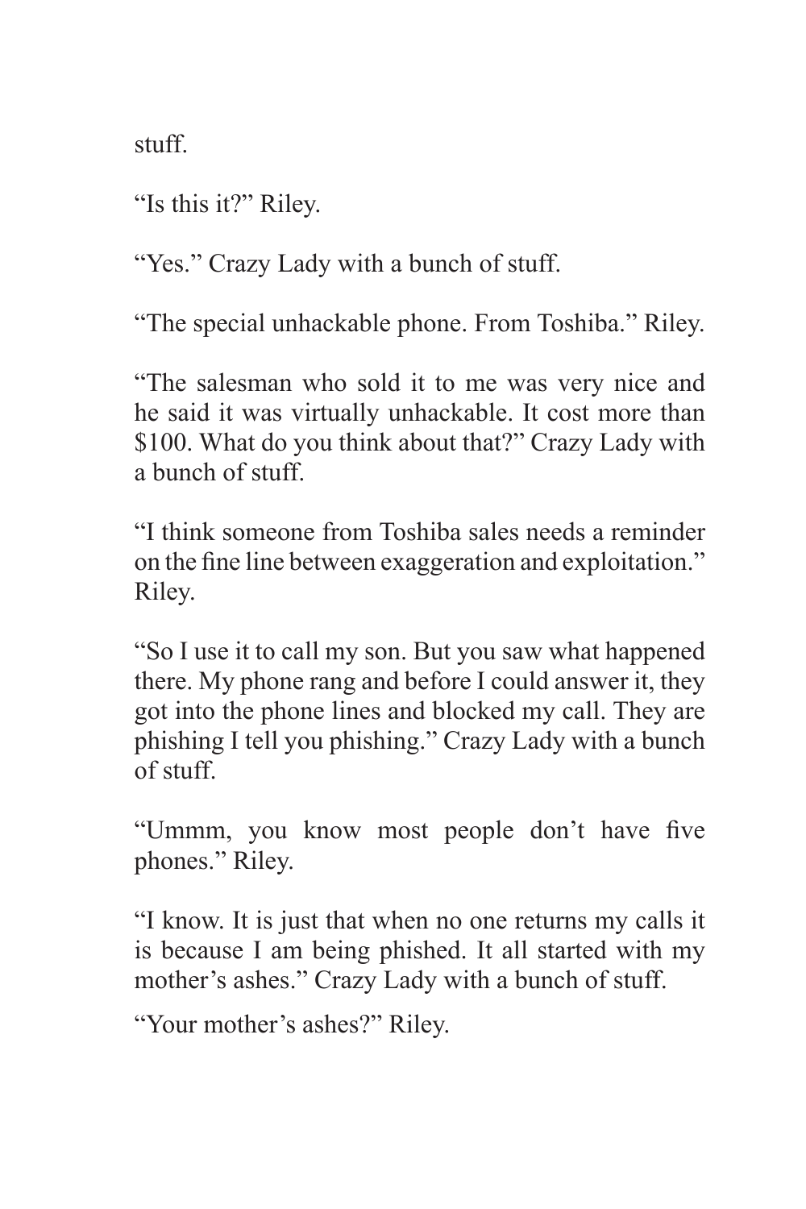stuff.

“Is this it?” Riley.

“Yes.” Crazy Lady with a bunch of stuff.

“The special unhackable phone. From Toshiba.” Riley.

“The salesman who sold it to me was very nice and he said it was virtually unhackable. It cost more than $100. What do you think about that?” Crazy Lady with a bunch of stuff.

“I think someone from Toshiba sales needs a reminder on the fine line between exaggeration and exploitation.” Riley.

“So I use it to call my son. But you saw what happened there. My phone rang and before I could answer it, they got into the phone lines and blocked my call. They are phishing I tell you phishing.” Crazy Lady with a bunch of stuff.

“Ummm, you know most people don’t have five phones.” Riley.

“I know. It is just that when no one returns my calls it is because I am being phished. It all started with my mother’s ashes.” Crazy Lady with a bunch of stuff.

“Your mother’s ashes?” Riley.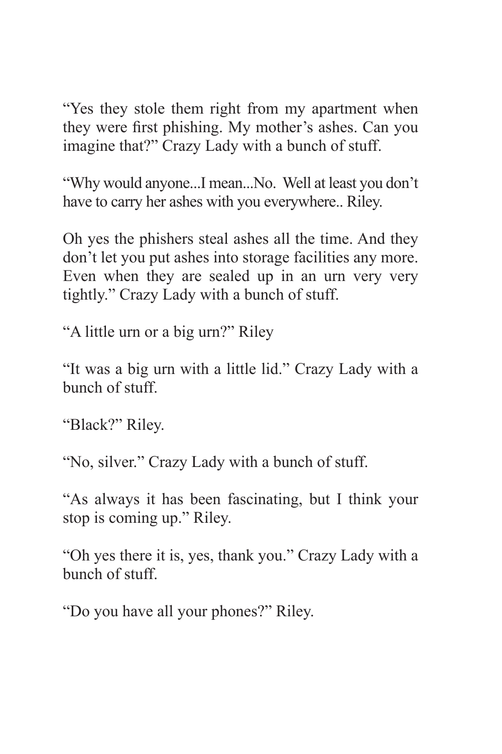“Yes they stole them right from my apartment when they were first phishing. My mother’s ashes. Can you imagine that?” Crazy Lady with a bunch of stuff.

“Why would anyone...I mean...No. Well at least you don’t have to carry her ashes with you everywhere.. Riley.

Oh yes the phishers steal ashes all the time. And they don’t let you put ashes into storage facilities any more. Even when they are sealed up in an urn very very tightly.” Crazy Lady with a bunch of stuff.

“A little urn or a big urn?” Riley

“It was a big urn with a little lid.” Crazy Lady with a bunch of stuff.

“Black?” Riley.

“No, silver.” Crazy Lady with a bunch of stuff.

“As always it has been fascinating, but I think your stop is coming up.” Riley.

“Oh yes there it is, yes, thank you.” Crazy Lady with a bunch of stuff.

“Do you have all your phones?” Riley.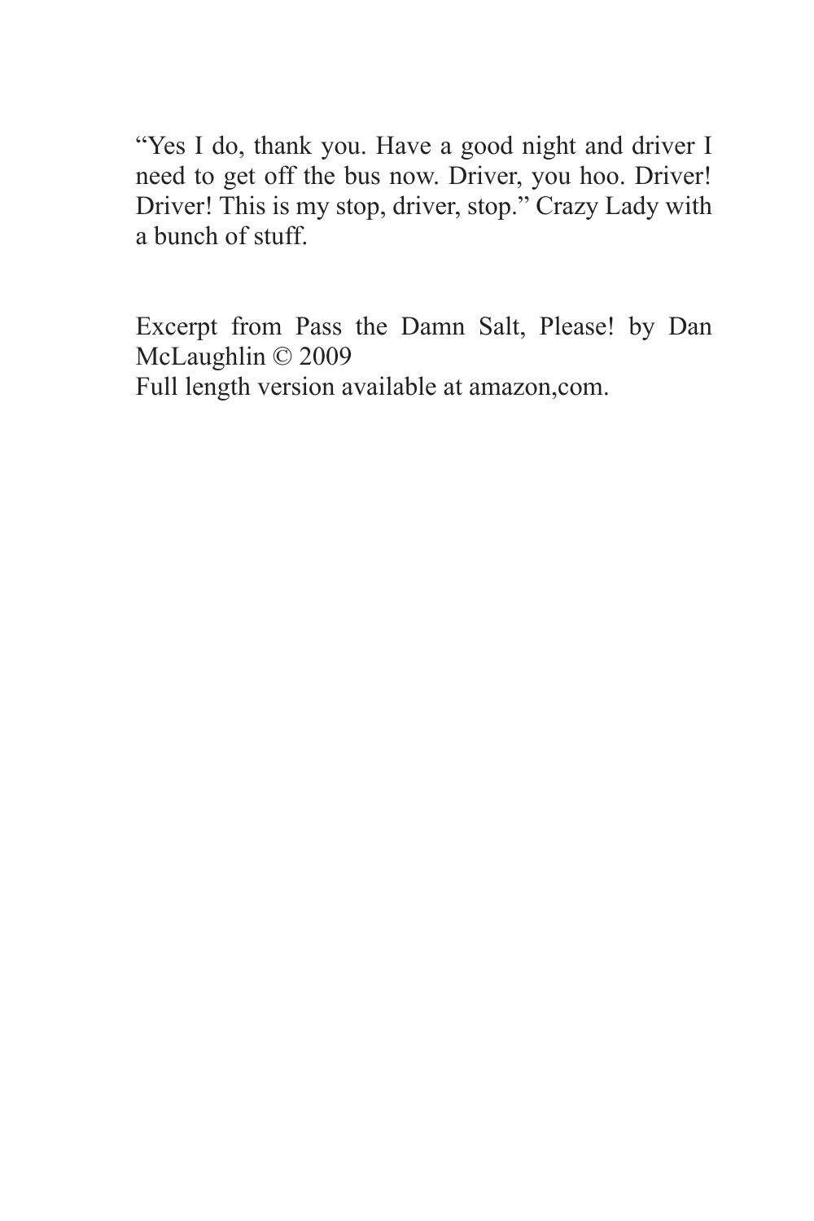"Yes I do, thank you. Have a good night and driver I need to get off the bus now. Driver, you hoo. Driver! Driver! This is my stop, driver, stop." Crazy Lady with a bunch of stuff.

Excerpt from Pass the Damn Salt, Please! by Dan McLaughlin © 2009
Full length version available at amazon,com.